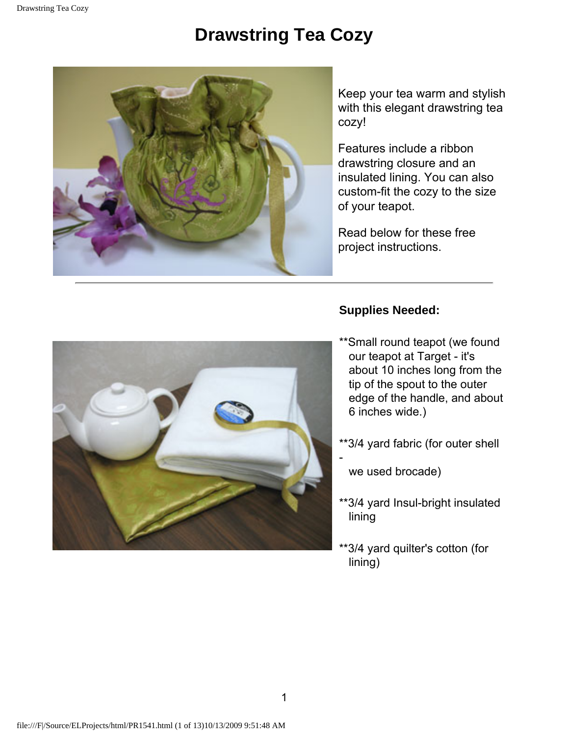# Drawstring Tea Cozy

Keep your tea warm and stylish with this elegant drawstring tea cozy!

Features include a ribbon drawstring closure and an insulated lining. You can also custom-fit the cozy to the size of your teapot.

Read below for these free project instructions.

---

### Supplies Needed:

**Small round teapot (we found our teapot at Target - it's about 10 inches long from the tip of the spout to the outer edge of the handle, and about 6 inches wide.)

**3/4 yard fabric (for outer shell - we used brocade)

**3/4 yard Insul-bright insulated lining

**3/4 yard quilter's cotton (for lining)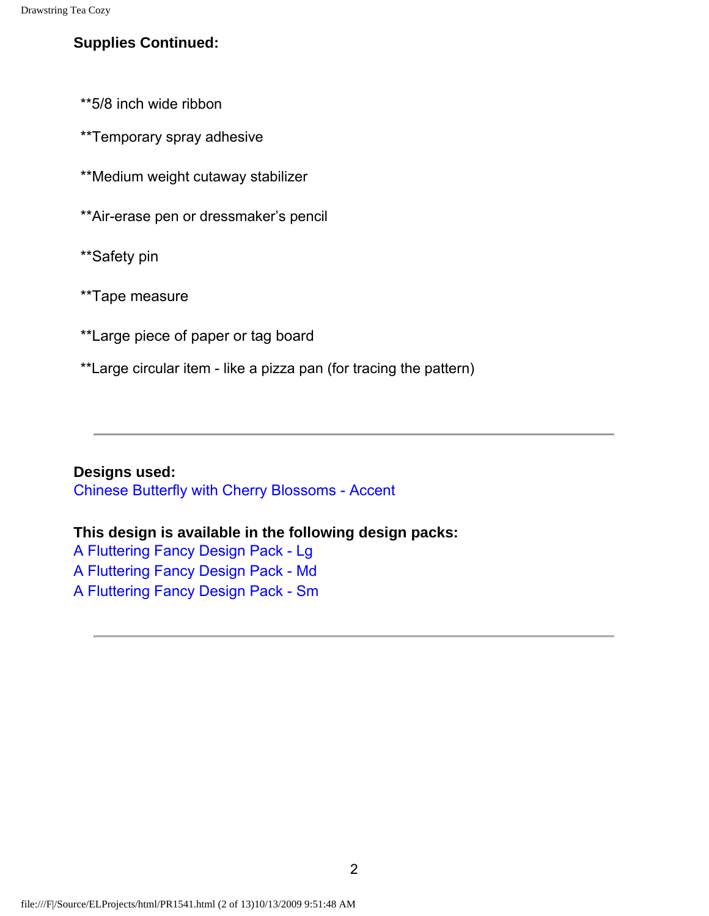**Supplies Continued:**

**5/8 inch wide ribbon

**Temporary spray adhesive

**Medium weight cutaway stabilizer

**Air-erase pen or dressmaker's pencil

**Safety pin

**Tape measure

**Large piece of paper or tag board

**Large circular item - like a pizza pan (for tracing the pattern)

---

**Designs used:**
Chinese Butterfly with Cherry Blossoms - Accent

**This design is available in the following design packs:**
A Fluttering Fancy Design Pack - Lg
A Fluttering Fancy Design Pack - Md
A Fluttering Fancy Design Pack - Sm

---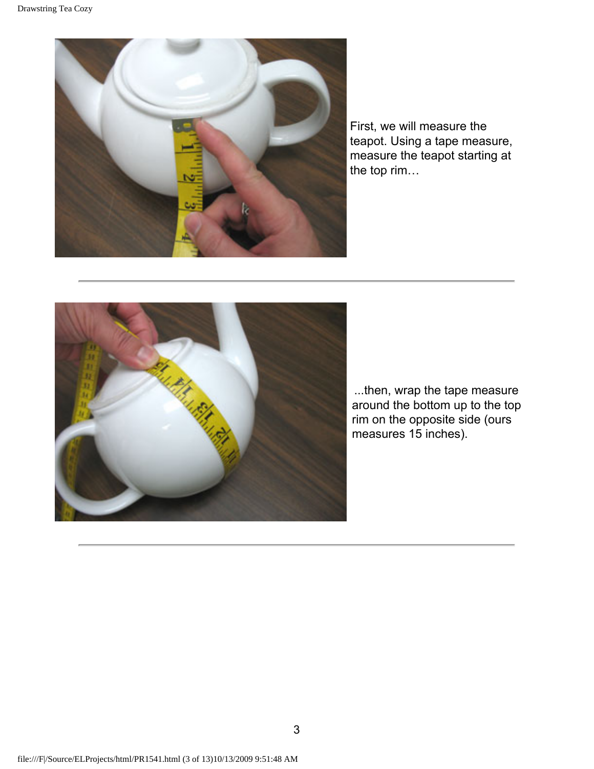First, we will measure the teapot. Using a tape measure, measure the teapot starting at the top rim…

---

...then, wrap the tape measure around the bottom up to the top rim on the opposite side (ours measures 15 inches).

---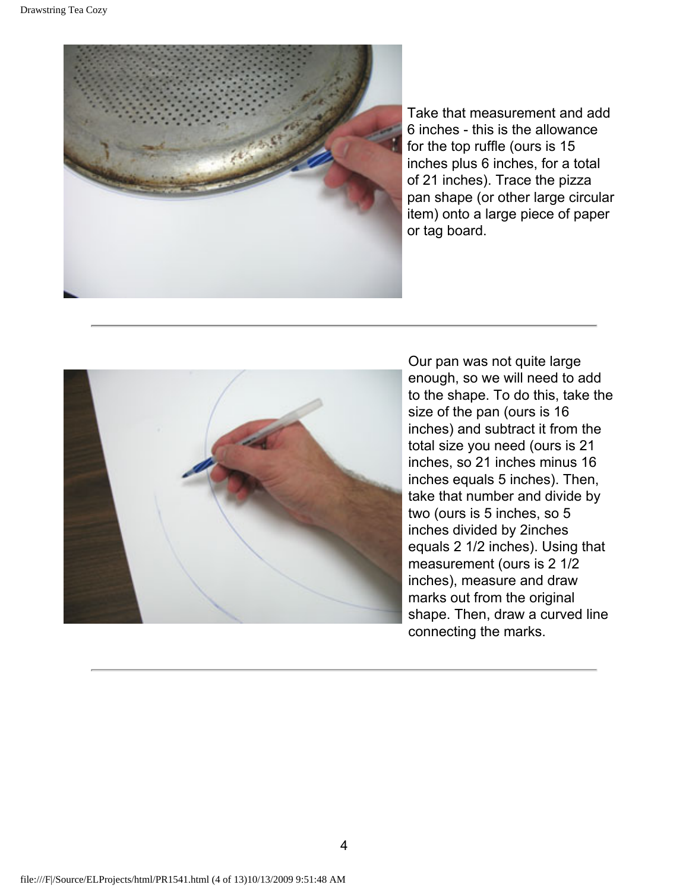Take that measurement and add 6 inches - this is the allowance for the top ruffle (ours is 15 inches plus 6 inches, for a total of 21 inches). Trace the pizza pan shape (or other large circular item) onto a large piece of paper or tag board.

---

Our pan was not quite large enough, so we will need to add to the shape. To do this, take the size of the pan (ours is 16 inches) and subtract it from the total size you need (ours is 21 inches, so 21 inches minus 16 inches equals 5 inches). Then, take that number and divide by two (ours is 5 inches, so 5 inches divided by 2inches equals 2 1/2 inches). Using that measurement (ours is 2 1/2 inches), measure and draw marks out from the original shape. Then, draw a curved line connecting the marks.

---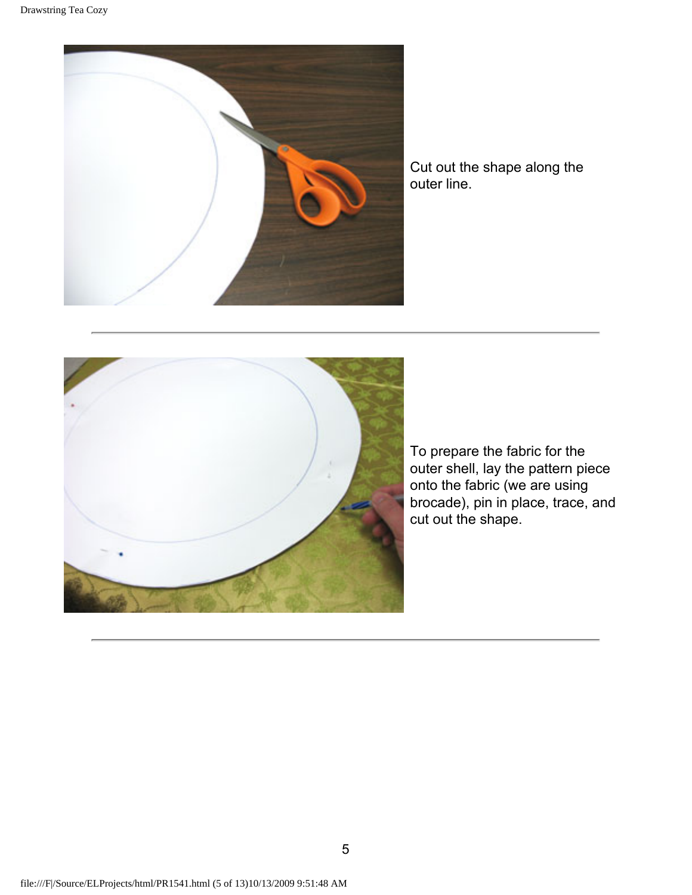Cut out the shape along the outer line.

---

To prepare the fabric for the outer shell, lay the pattern piece onto the fabric (we are using brocade), pin in place, trace, and cut out the shape.

---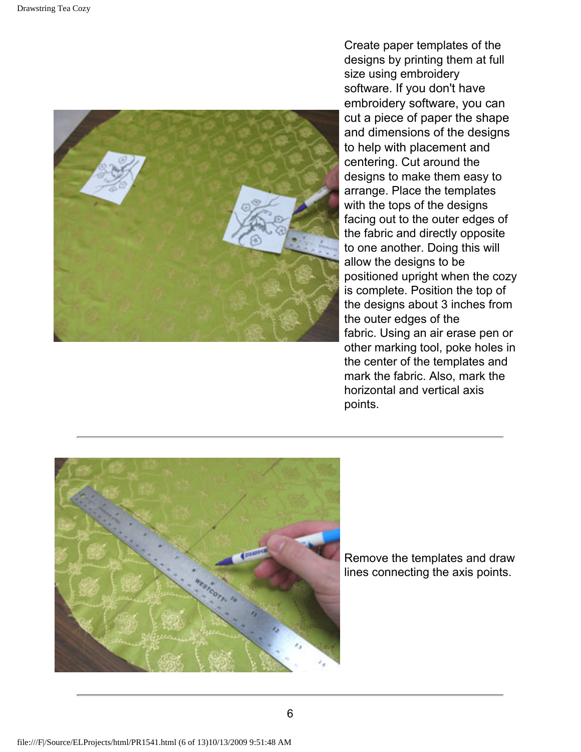Create paper templates of the designs by printing them at full size using embroidery software. If you don't have embroidery software, you can cut a piece of paper the shape and dimensions of the designs to help with placement and centering. Cut around the designs to make them easy to arrange. Place the templates with the tops of the designs facing out to the outer edges of the fabric and directly opposite to one another. Doing this will allow the designs to be positioned upright when the cozy is complete. Position the top of the designs about 3 inches from the outer edges of the fabric. Using an air erase pen or other marking tool, poke holes in the center of the templates and mark the fabric. Also, mark the horizontal and vertical axis points.

---

Remove the templates and draw lines connecting the axis points.

---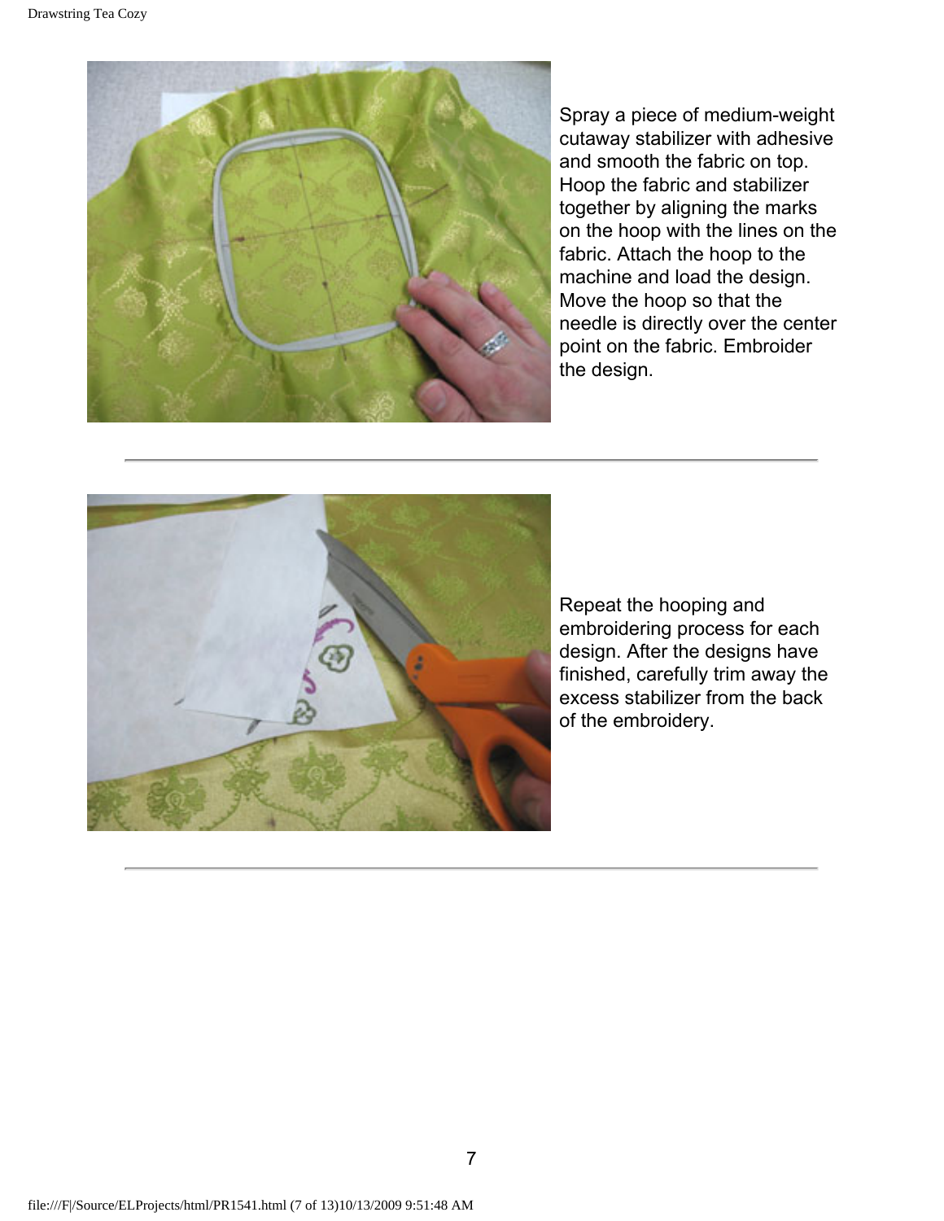Spray a piece of medium-weight cutaway stabilizer with adhesive and smooth the fabric on top. Hoop the fabric and stabilizer together by aligning the marks on the hoop with the lines on the fabric. Attach the hoop to the machine and load the design. Move the hoop so that the needle is directly over the center point on the fabric. Embroider the design.

---

Repeat the hooping and embroidering process for each design. After the designs have finished, carefully trim away the excess stabilizer from the back of the embroidery.

---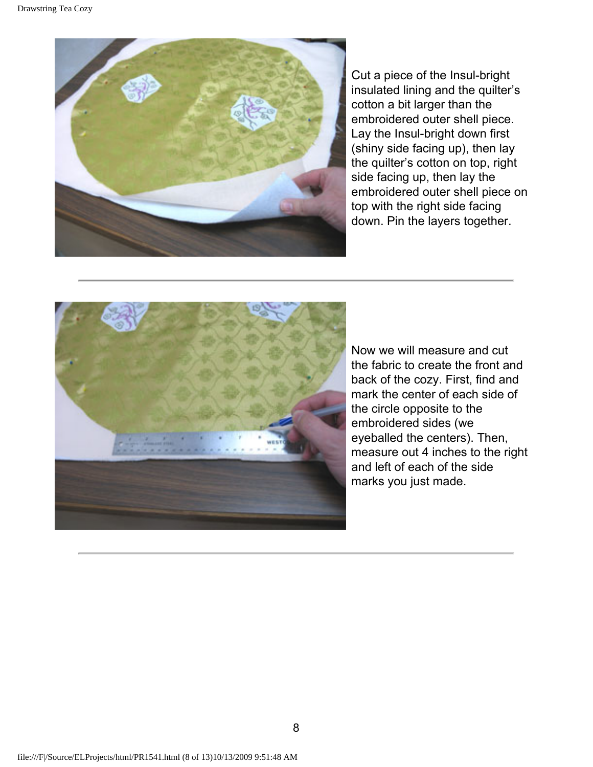Cut a piece of the Insul-bright insulated lining and the quilter's cotton a bit larger than the embroidered outer shell piece. Lay the Insul-bright down first (shiny side facing up), then lay the quilter's cotton on top, right side facing up, then lay the embroidered outer shell piece on top with the right side facing down. Pin the layers together.

---

Now we will measure and cut the fabric to create the front and back of the cozy. First, find and mark the center of each side of the circle opposite to the embroidered sides (we eyeballed the centers). Then, measure out 4 inches to the right and left of each of the side marks you just made.

---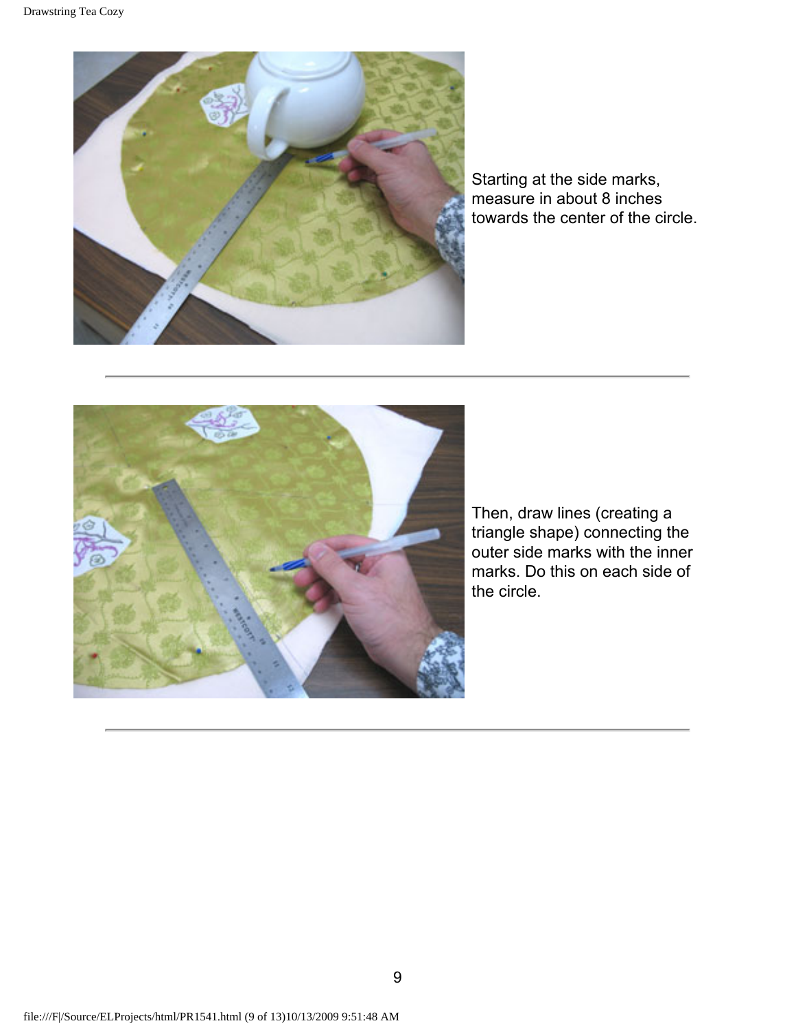Starting at the side marks, measure in about 8 inches towards the center of the circle.

---

Then, draw lines (creating a triangle shape) connecting the outer side marks with the inner marks. Do this on each side of the circle.

---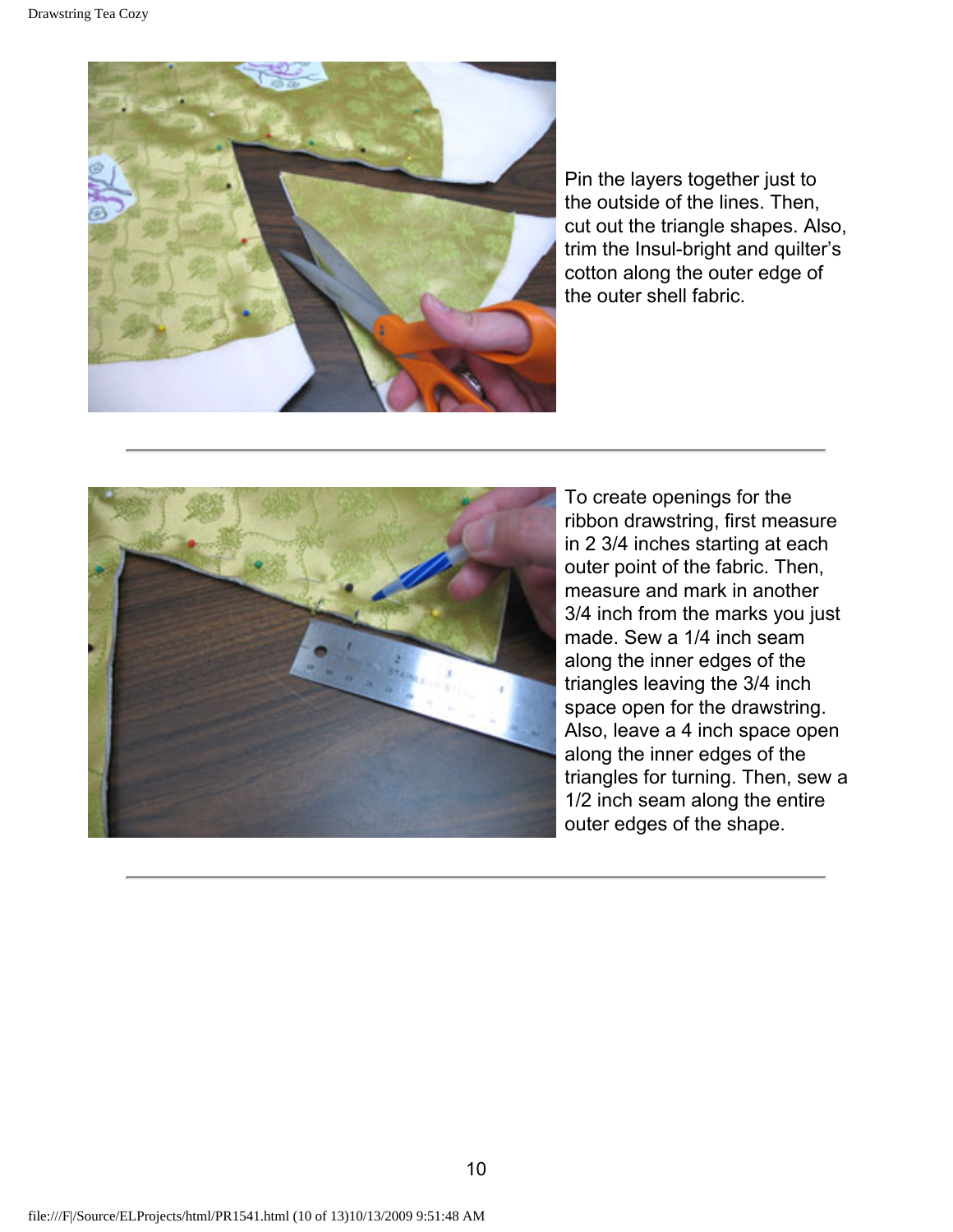Pin the layers together just to the outside of the lines. Then, cut out the triangle shapes. Also, trim the Insul-bright and quilter's cotton along the outer edge of the outer shell fabric.

---

To create openings for the ribbon drawstring, first measure in 2 3/4 inches starting at each outer point of the fabric. Then, measure and mark in another 3/4 inch from the marks you just made. Sew a 1/4 inch seam along the inner edges of the triangles leaving the 3/4 inch space open for the drawstring. Also, leave a 4 inch space open along the inner edges of the triangles for turning. Then, sew a 1/2 inch seam along the entire outer edges of the shape.

---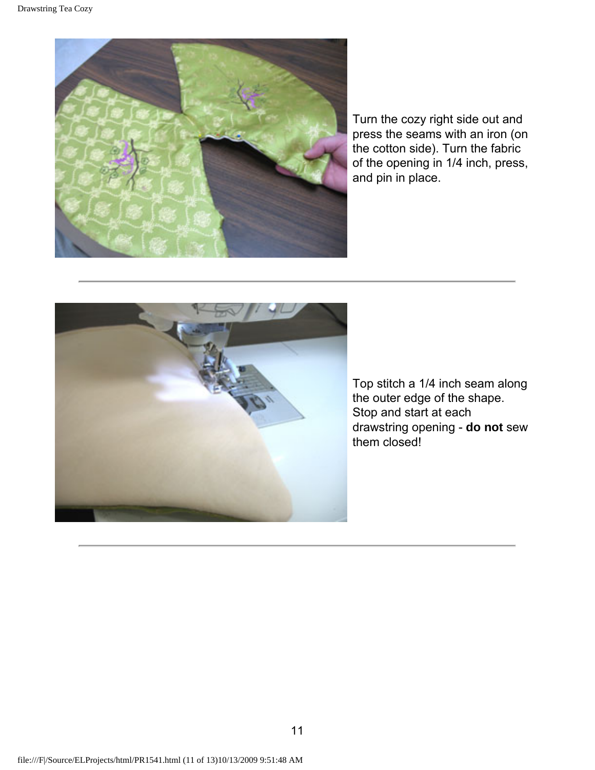Turn the cozy right side out and press the seams with an iron (on the cotton side). Turn the fabric of the opening in 1/4 inch, press, and pin in place.

---

Top stitch a 1/4 inch seam along the outer edge of the shape. Stop and start at each drawstring opening - **do not** sew them closed!

---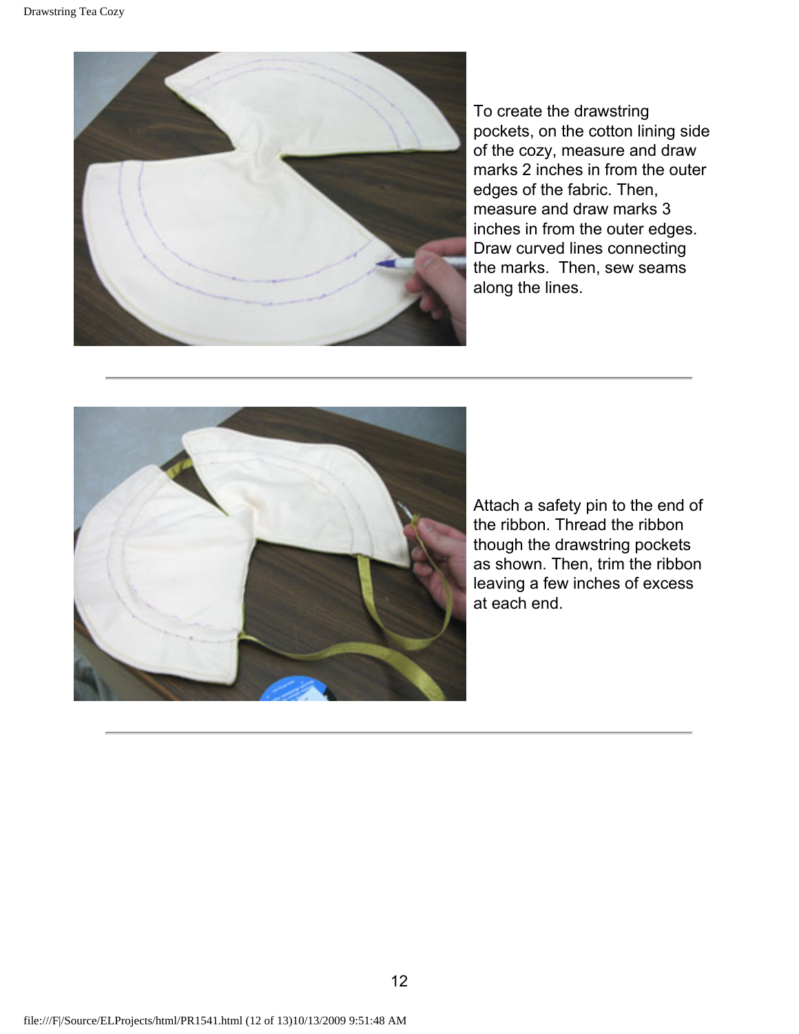To create the drawstring pockets, on the cotton lining side of the cozy, measure and draw marks 2 inches in from the outer edges of the fabric. Then, measure and draw marks 3 inches in from the outer edges. Draw curved lines connecting the marks. Then, sew seams along the lines.

---

Attach a safety pin to the end of the ribbon. Thread the ribbon though the drawstring pockets as shown. Then, trim the ribbon leaving a few inches of excess at each end.

---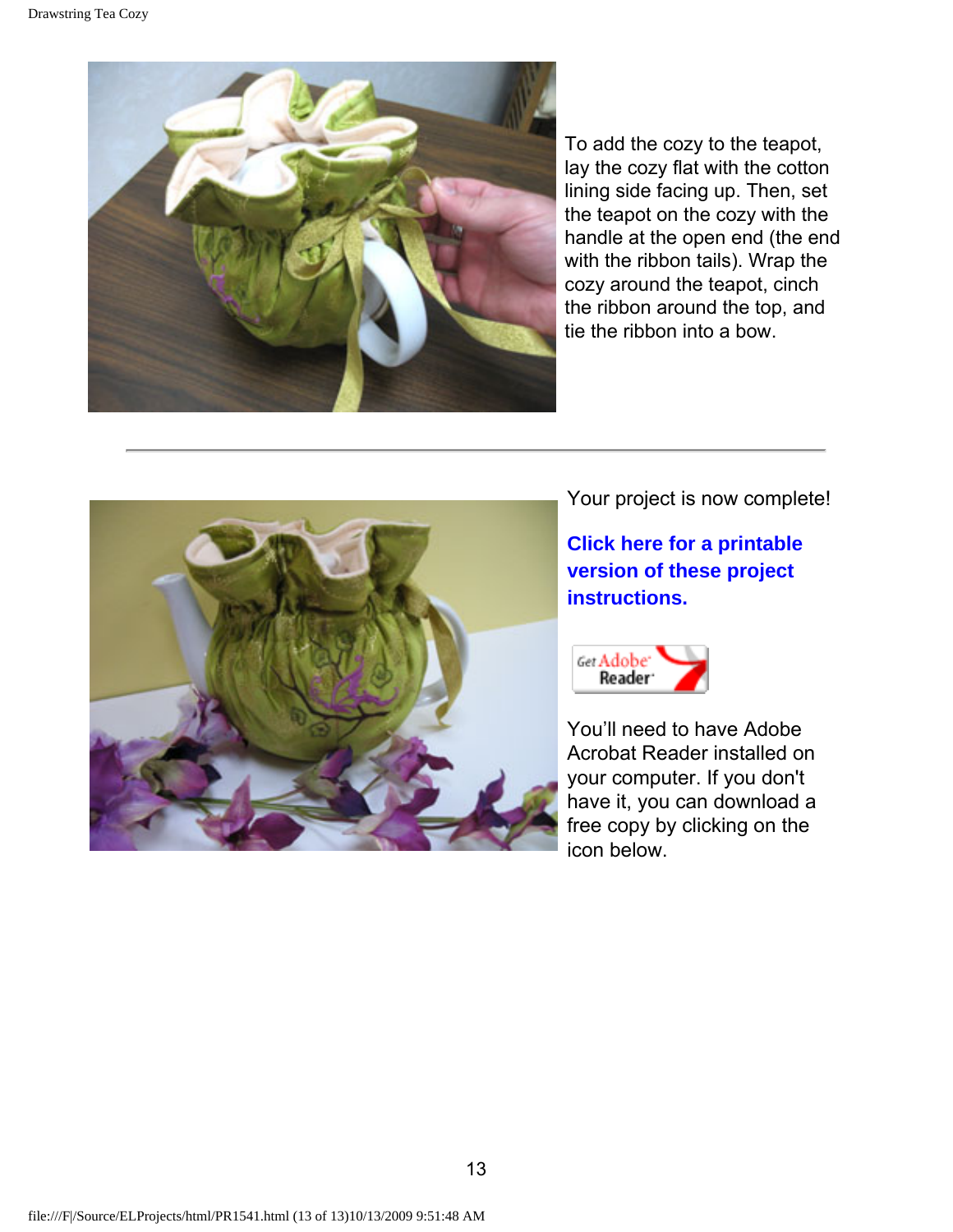To add the cozy to the teapot, lay the cozy flat with the cotton lining side facing up. Then, set the teapot on the cozy with the handle at the open end (the end with the ribbon tails). Wrap the cozy around the teapot, cinch the ribbon around the top, and tie the ribbon into a bow.

---

Your project is now complete!

**Click here for a printable version of these project instructions.**

You'll need to have Adobe Acrobat Reader installed on your computer. If you don't have it, you can download a free copy by clicking on the icon below.